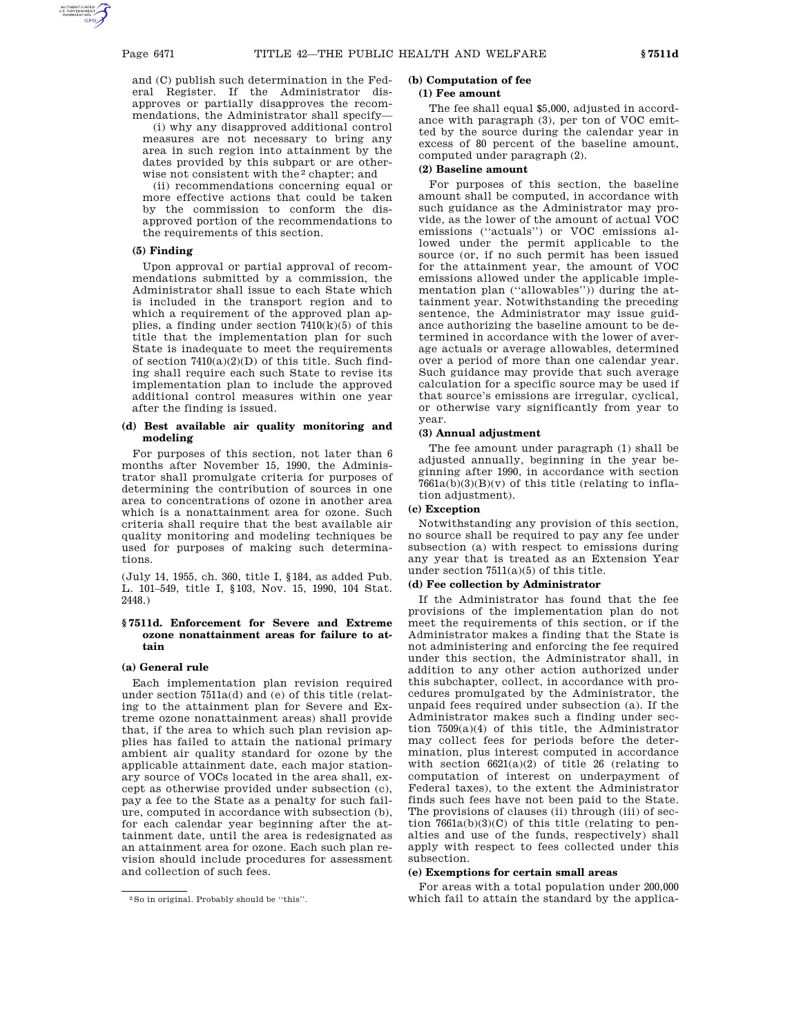and (C) publish such determination in the Federal Register. If the Administrator disapproves or partially disapproves the recommendations, the Administrator shall specify—

(i) why any disapproved additional control measures are not necessary to bring any area in such region into attainment by the dates provided by this subpart or are otherwise not consistent with the[2] chapter; and

(ii) recommendations concerning equal or more effective actions that could be taken by the commission to conform the disapproved portion of the recommendations to the requirements of this section.

**(5) Finding**

Upon approval or partial approval of recommendations submitted by a commission, the Administrator shall issue to each State which is included in the transport region and to which a requirement of the approved plan applies, a finding under section 7410(k)(5) of this title that the implementation plan for such State is inadequate to meet the requirements of section 7410(a)(2)(D) of this title. Such finding shall require each such State to revise its implementation plan to include the approved additional control measures within one year after the finding is issued.

**(d) Best available air quality monitoring and modeling**

For purposes of this section, not later than 6 months after November 15, 1990, the Administrator shall promulgate criteria for purposes of determining the contribution of sources in one area to concentrations of ozone in another area which is a nonattainment area for ozone. Such criteria shall require that the best available air quality monitoring and modeling techniques be used for purposes of making such determinations.

(July 14, 1955, ch. 360, title I, §184, as added Pub. L. 101–549, title I, §103, Nov. 15, 1990, 104 Stat. 2448.)

[2] So in original. Probably should be "this".

### §7511d. Enforcement for Severe and Extreme ozone nonattainment areas for failure to attain

**(a) General rule**

Each implementation plan revision required under section 7511a(d) and (e) of this title (relating to the attainment plan for Severe and Extreme ozone nonattainment areas) shall provide that, if the area to which such plan revision applies has failed to attain the national primary ambient air quality standard for ozone by the applicable attainment date, each major stationary source of VOCs located in the area shall, except as otherwise provided under subsection (c), pay a fee to the State as a penalty for such failure, computed in accordance with subsection (b), for each calendar year beginning after the attainment date, until the area is redesignated as an attainment area for ozone. Each such plan revision should include procedures for assessment and collection of such fees.

**(b) Computation of fee**

**(1) Fee amount**

The fee shall equal $5,000, adjusted in accordance with paragraph (3), per ton of VOC emitted by the source during the calendar year in excess of 80 percent of the baseline amount, computed under paragraph (2).

**(2) Baseline amount**

For purposes of this section, the baseline amount shall be computed, in accordance with such guidance as the Administrator may provide, as the lower of the amount of actual VOC emissions ("actuals") or VOC emissions allowed under the permit applicable to the source (or, if no such permit has been issued for the attainment year, the amount of VOC emissions allowed under the applicable implementation plan ("allowables")) during the attainment year. Notwithstanding the preceding sentence, the Administrator may issue guidance authorizing the baseline amount to be determined in accordance with the lower of average actuals or average allowables, determined over a period of more than one calendar year. Such guidance may provide that such average calculation for a specific source may be used if that source's emissions are irregular, cyclical, or otherwise vary significantly from year to year.

**(3) Annual adjustment**

The fee amount under paragraph (1) shall be adjusted annually, beginning in the year beginning after 1990, in accordance with section 7661a(b)(3)(B)(v) of this title (relating to inflation adjustment).

**(c) Exception**

Notwithstanding any provision of this section, no source shall be required to pay any fee under subsection (a) with respect to emissions during any year that is treated as an Extension Year under section 7511(a)(5) of this title.

**(d) Fee collection by Administrator**

If the Administrator has found that the fee provisions of the implementation plan do not meet the requirements of this section, or if the Administrator makes a finding that the State is not administering and enforcing the fee required under this section, the Administrator shall, in addition to any other action authorized under this subchapter, collect, in accordance with procedures promulgated by the Administrator, the unpaid fees required under subsection (a). If the Administrator makes such a finding under section 7509(a)(4) of this title, the Administrator may collect fees for periods before the determination, plus interest computed in accordance with section 6621(a)(2) of title 26 (relating to computation of interest on underpayment of Federal taxes), to the extent the Administrator finds such fees have not been paid to the State. The provisions of clauses (ii) through (iii) of section 7661a(b)(3)(C) of this title (relating to penalties and use of the funds, respectively) shall apply with respect to fees collected under this subsection.

**(e) Exemptions for certain small areas**

For areas with a total population under 200,000 which fail to attain the standard by the applica-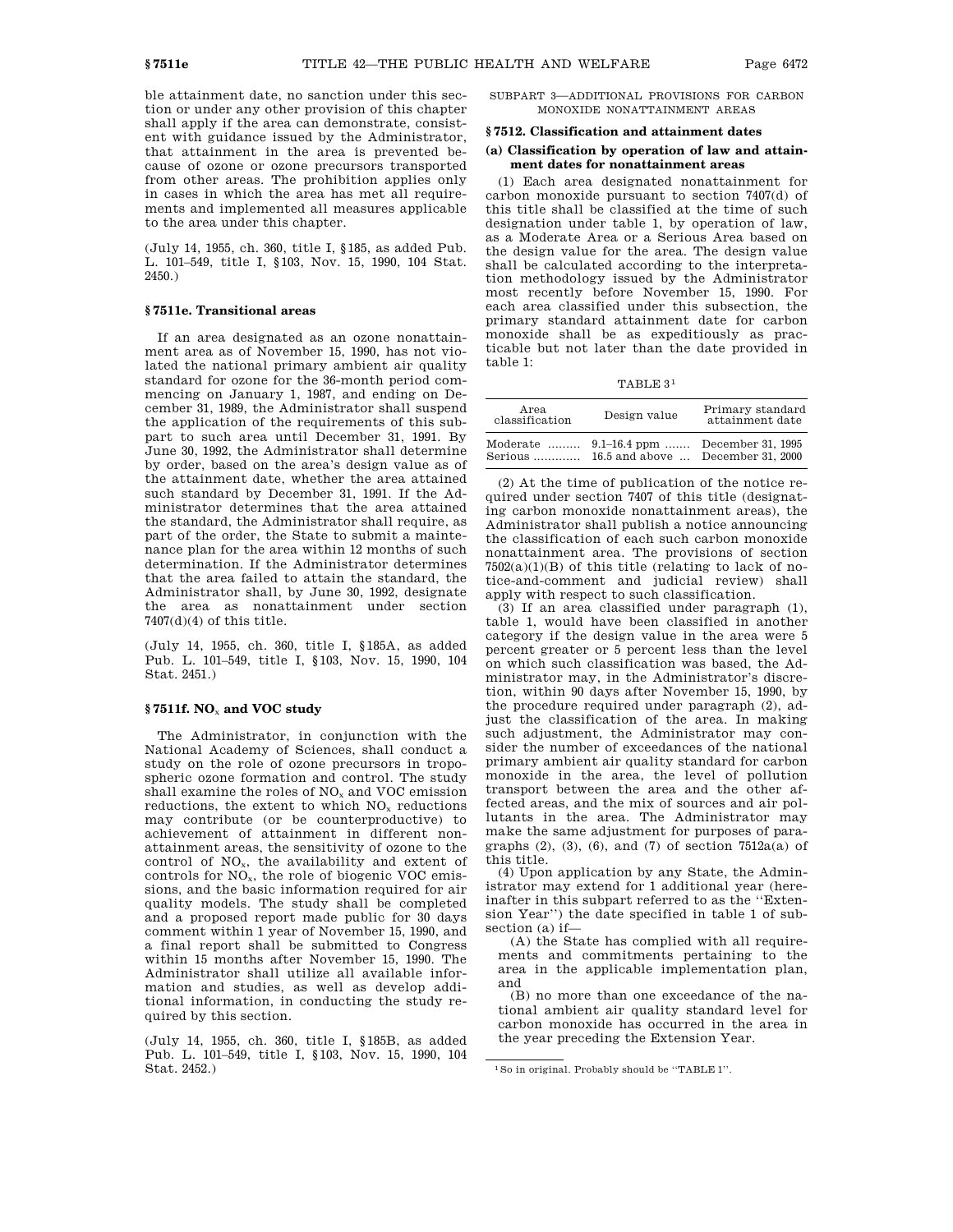ble attainment date, no sanction under this section or under any other provision of this chapter shall apply if the area can demonstrate, consistent with guidance issued by the Administrator, that attainment in the area is prevented because of ozone or ozone precursors transported from other areas. The prohibition applies only in cases in which the area has met all requirements and implemented all measures applicable to the area under this chapter.

(July 14, 1955, ch. 360, title I, §185, as added Pub. L. 101–549, title I, §103, Nov. 15, 1990, 104 Stat. 2450.)

### §7511e. Transitional areas

If an area designated as an ozone nonattainment area as of November 15, 1990, has not violated the national primary ambient air quality standard for ozone for the 36-month period commencing on January 1, 1987, and ending on December 31, 1989, the Administrator shall suspend the application of the requirements of this subpart to such area until December 31, 1991. By June 30, 1992, the Administrator shall determine by order, based on the area's design value as of the attainment date, whether the area attained such standard by December 31, 1991. If the Administrator determines that the area attained the standard, the Administrator shall require, as part of the order, the State to submit a maintenance plan for the area within 12 months of such determination. If the Administrator determines that the area failed to attain the standard, the Administrator shall, by June 30, 1992, designate the area as nonattainment under section 7407(d)(4) of this title.

(July 14, 1955, ch. 360, title I, §185A, as added Pub. L. 101–549, title I, §103, Nov. 15, 1990, 104 Stat. 2451.)

### §7511f. $NO_x$ and VOC study

The Administrator, in conjunction with the National Academy of Sciences, shall conduct a study on the role of ozone precursors in tropospheric ozone formation and control. The study shall examine the roles of $NO_x$ and VOC emission reductions, the extent to which $NO_x$ reductions may contribute (or be counterproductive) to achievement of attainment in different nonattainment areas, the sensitivity of ozone to the control of $NO_x$, the availability and extent of controls for $NO_x$, the role of biogenic VOC emissions, and the basic information required for air quality models. The study shall be completed and a proposed report made public for 30 days comment within 1 year of November 15, 1990, and a final report shall be submitted to Congress within 15 months after November 15, 1990. The Administrator shall utilize all available information and studies, as well as develop additional information, in conducting the study required by this section.

(July 14, 1955, ch. 360, title I, §185B, as added Pub. L. 101–549, title I, §103, Nov. 15, 1990, 104 Stat. 2452.)

## SUBPART 3—ADDITIONAL PROVISIONS FOR CARBON MONOXIDE NONATTAINMENT AREAS

### §7512. Classification and attainment dates

#### (a) Classification by operation of law and attainment dates for nonattainment areas

(1) Each area designated nonattainment for carbon monoxide pursuant to section 7407(d) of this title shall be classified at the time of such designation under table 1, by operation of law, as a Moderate Area or a Serious Area based on the design value for the area. The design value shall be calculated according to the interpretation methodology issued by the Administrator most recently before November 15, 1990. For each area classified under this subsection, the primary standard attainment date for carbon monoxide shall be as expeditiously as practicable but not later than the date provided in table 1:

TABLE 3[1]

| Area classification | Design value | Primary standard attainment date |
|---|---|---|
| Moderate | 9.1–16.4 ppm | December 31, 1995 |
| Serious | 16.5 and above | December 31, 2000 |

(2) At the time of publication of the notice required under section 7407 of this title (designating carbon monoxide nonattainment areas), the Administrator shall publish a notice announcing the classification of each such carbon monoxide nonattainment area. The provisions of section 7502(a)(1)(B) of this title (relating to lack of notice-and-comment and judicial review) shall apply with respect to such classification.

(3) If an area classified under paragraph (1), table 1, would have been classified in another category if the design value in the area were 5 percent greater or 5 percent less than the level on which such classification was based, the Administrator may, in the Administrator's discretion, within 90 days after November 15, 1990, by the procedure required under paragraph (2), adjust the classification of the area. In making such adjustment, the Administrator may consider the number of exceedances of the national primary ambient air quality standard for carbon monoxide in the area, the level of pollution transport between the area and the other affected areas, and the mix of sources and air pollutants in the area. The Administrator may make the same adjustment for purposes of paragraphs (2), (3), (6), and (7) of section 7512a(a) of this title.

(4) Upon application by any State, the Administrator may extend for 1 additional year (hereinafter in this subpart referred to as the "Extension Year") the date specified in table 1 of subsection (a) if—

(A) the State has complied with all requirements and commitments pertaining to the area in the applicable implementation plan, and

(B) no more than one exceedance of the national ambient air quality standard level for carbon monoxide has occurred in the area in the year preceding the Extension Year.

[1] So in original. Probably should be "TABLE 1".